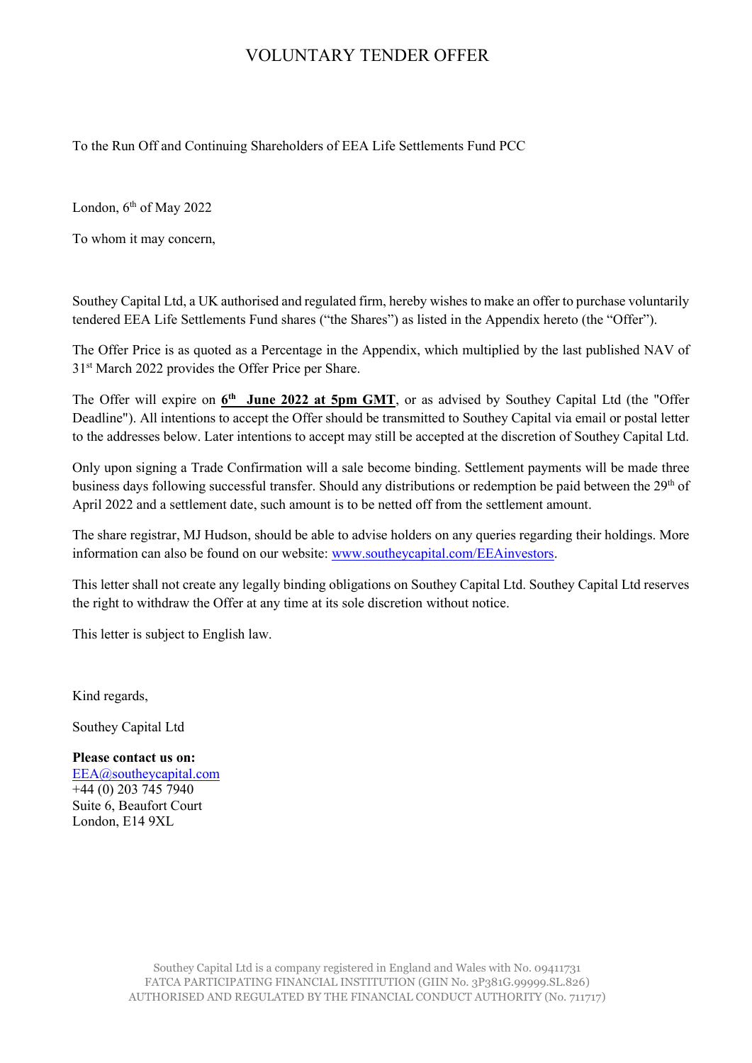# VOLUNTARY TENDER OFFER

To the Run Off and Continuing Shareholders of EEA Life Settlements Fund PCC

London, 6th of May 2022

To whom it may concern,

Southey Capital Ltd, a UK authorised and regulated firm, hereby wishes to make an offer to purchase voluntarily tendered EEA Life Settlements Fund shares ("the Shares") as listed in the Appendix hereto (the "Offer").

The Offer Price is as quoted as a Percentage in the Appendix, which multiplied by the last published NAV of 31st March 2022 provides the Offer Price per Share.

The Offer will expire on **6th June 2022 at 5pm GMT**, or as advised by Southey Capital Ltd (the "Offer Deadline"). All intentions to accept the Offer should be transmitted to Southey Capital via email or postal letter to the addresses below. Later intentions to accept may still be accepted at the discretion of Southey Capital Ltd.

Only upon signing a Trade Confirmation will a sale become binding. Settlement payments will be made three business days following successful transfer. Should any distributions or redemption be paid between the 29th of April 2022 and a settlement date, such amount is to be netted off from the settlement amount.

The share registrar, MJ Hudson, should be able to advise holders on any queries regarding their holdings. More information can also be found on our website: www.southeycapital.com/EEAinvestors.

This letter shall not create any legally binding obligations on Southey Capital Ltd. Southey Capital Ltd reserves the right to withdraw the Offer at any time at its sole discretion without notice.

This letter is subject to English law.

Kind regards,

Southey Capital Ltd

**Please contact us on:**
EEA@southeycapital.com
+44 (0) 203 745 7940
Suite 6, Beaufort Court
London, E14 9XL

Southey Capital Ltd is a company registered in England and Wales with No. 09411731
FATCA PARTICIPATING FINANCIAL INSTITUTION (GIIN No. 3P381G.99999.SL.826)
AUTHORISED AND REGULATED BY THE FINANCIAL CONDUCT AUTHORITY (No. 711717)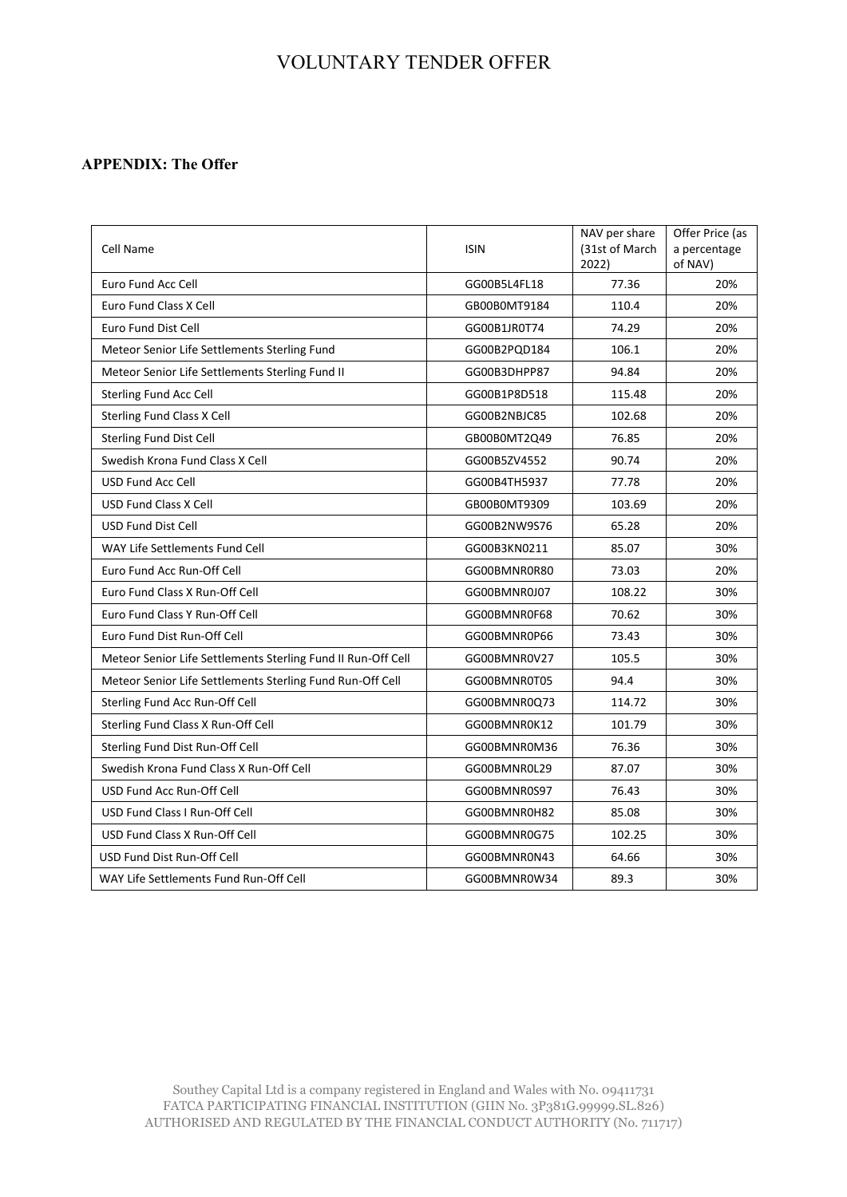# VOLUNTARY TENDER OFFER

## APPENDIX: The Offer

| Cell Name | ISIN | NAV per share (31st of March 2022) | Offer Price (as a percentage of NAV) |
|---|---|---|---|
| Euro Fund Acc Cell | GG00B5L4FL18 | 77.36 | 20% |
| Euro Fund Class X Cell | GB00B0MT9184 | 110.4 | 20% |
| Euro Fund Dist Cell | GG00B1JR0T74 | 74.29 | 20% |
| Meteor Senior Life Settlements Sterling Fund | GG00B2PQD184 | 106.1 | 20% |
| Meteor Senior Life Settlements Sterling Fund II | GG00B3DHPP87 | 94.84 | 20% |
| Sterling Fund Acc Cell | GG00B1P8D518 | 115.48 | 20% |
| Sterling Fund Class X Cell | GG00B2NBJC85 | 102.68 | 20% |
| Sterling Fund Dist Cell | GB00B0MT2Q49 | 76.85 | 20% |
| Swedish Krona Fund Class X Cell | GG00B5ZV4552 | 90.74 | 20% |
| USD Fund Acc Cell | GG00B4TH5937 | 77.78 | 20% |
| USD Fund Class X Cell | GB00B0MT9309 | 103.69 | 20% |
| USD Fund Dist Cell | GG00B2NW9S76 | 65.28 | 20% |
| WAY Life Settlements Fund Cell | GG00B3KN0211 | 85.07 | 30% |
| Euro Fund Acc Run-Off Cell | GG00BMNR0R80 | 73.03 | 20% |
| Euro Fund Class X Run-Off Cell | GG00BMNR0J07 | 108.22 | 30% |
| Euro Fund Class Y Run-Off Cell | GG00BMNR0F68 | 70.62 | 30% |
| Euro Fund Dist Run-Off Cell | GG00BMNR0P66 | 73.43 | 30% |
| Meteor Senior Life Settlements Sterling Fund II Run-Off Cell | GG00BMNR0V27 | 105.5 | 30% |
| Meteor Senior Life Settlements Sterling Fund Run-Off Cell | GG00BMNR0T05 | 94.4 | 30% |
| Sterling Fund Acc Run-Off Cell | GG00BMNR0Q73 | 114.72 | 30% |
| Sterling Fund Class X Run-Off Cell | GG00BMNR0K12 | 101.79 | 30% |
| Sterling Fund Dist Run-Off Cell | GG00BMNR0M36 | 76.36 | 30% |
| Swedish Krona Fund Class X Run-Off Cell | GG00BMNR0L29 | 87.07 | 30% |
| USD Fund Acc Run-Off Cell | GG00BMNR0S97 | 76.43 | 30% |
| USD Fund Class I Run-Off Cell | GG00BMNR0H82 | 85.08 | 30% |
| USD Fund Class X Run-Off Cell | GG00BMNR0G75 | 102.25 | 30% |
| USD Fund Dist Run-Off Cell | GG00BMNR0N43 | 64.66 | 30% |
| WAY Life Settlements Fund Run-Off Cell | GG00BMNR0W34 | 89.3 | 30% |

Southey Capital Ltd is a company registered in England and Wales with No. 09411731
FATCA PARTICIPATING FINANCIAL INSTITUTION (GIIN No. 3P381G.99999.SL.826)
AUTHORISED AND REGULATED BY THE FINANCIAL CONDUCT AUTHORITY (No. 711717)